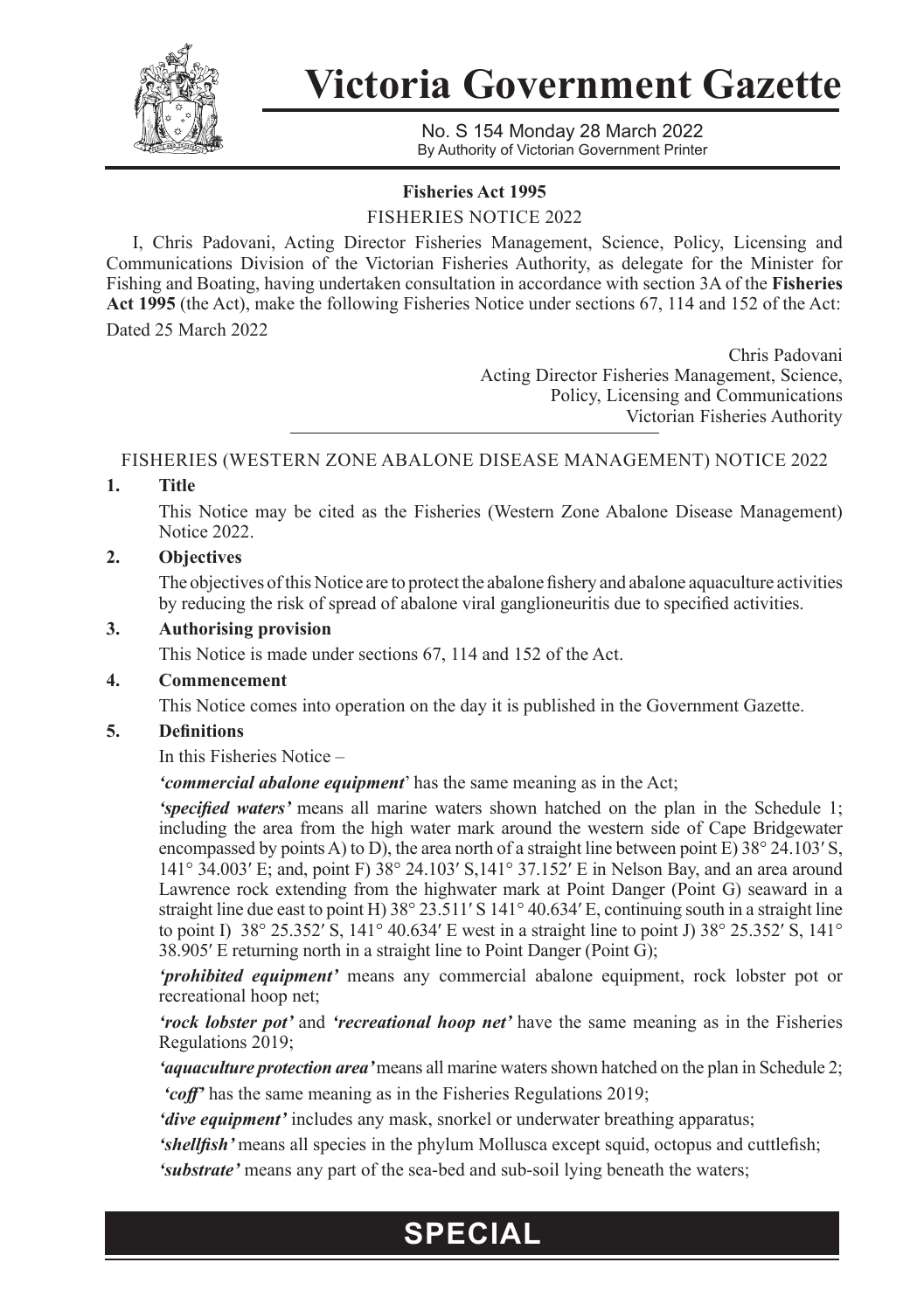# Victoria Government Gazette

No. S 154 Monday 28 March 2022
By Authority of Victorian Government Printer

**Fisheries Act 1995**

FISHERIES NOTICE 2022

I, Chris Padovani, Acting Director Fisheries Management, Science, Policy, Licensing and Communications Division of the Victorian Fisheries Authority, as delegate for the Minister for Fishing and Boating, having undertaken consultation in accordance with section 3A of the **Fisheries Act 1995** (the Act), make the following Fisheries Notice under sections 67, 114 and 152 of the Act:

Dated 25 March 2022

Chris Padovani
Acting Director Fisheries Management, Science, Policy, Licensing and Communications
Victorian Fisheries Authority

FISHERIES (WESTERN ZONE ABALONE DISEASE MANAGEMENT) NOTICE 2022

**1. Title**

This Notice may be cited as the Fisheries (Western Zone Abalone Disease Management) Notice 2022.

**2. Objectives**

The objectives of this Notice are to protect the abalone fishery and abalone aquaculture activities by reducing the risk of spread of abalone viral ganglioneuritis due to specified activities.

**3. Authorising provision**

This Notice is made under sections 67, 114 and 152 of the Act.

**4. Commencement**

This Notice comes into operation on the day it is published in the Government Gazette.

**5. Definitions**

In this Fisheries Notice –

***'commercial abalone equipment'*** has the same meaning as in the Act;

***'specified waters'*** means all marine waters shown hatched on the plan in the Schedule 1; including the area from the high water mark around the western side of Cape Bridgewater encompassed by points A) to D), the area north of a straight line between point E) 38° 24.103′ S, 141° 34.003′ E; and, point F) 38° 24.103′ S,141° 37.152′ E in Nelson Bay, and an area around Lawrence rock extending from the highwater mark at Point Danger (Point G) seaward in a straight line due east to point H) 38° 23.511′ S 141° 40.634′ E, continuing south in a straight line to point I) 38° 25.352′ S, 141° 40.634′ E west in a straight line to point J) 38° 25.352′ S, 141° 38.905′ E returning north in a straight line to Point Danger (Point G);

***'prohibited equipment'*** means any commercial abalone equipment, rock lobster pot or recreational hoop net;

***'rock lobster pot'*** and ***'recreational hoop net'*** have the same meaning as in the Fisheries Regulations 2019;

***'aquaculture protection area'*** means all marine waters shown hatched on the plan in Schedule 2;

***'coff'*** has the same meaning as in the Fisheries Regulations 2019;

***'dive equipment'*** includes any mask, snorkel or underwater breathing apparatus;

***'shellfish'*** means all species in the phylum Mollusca except squid, octopus and cuttlefish;

***'substrate'*** means any part of the sea-bed and sub-soil lying beneath the waters;

**SPECIAL**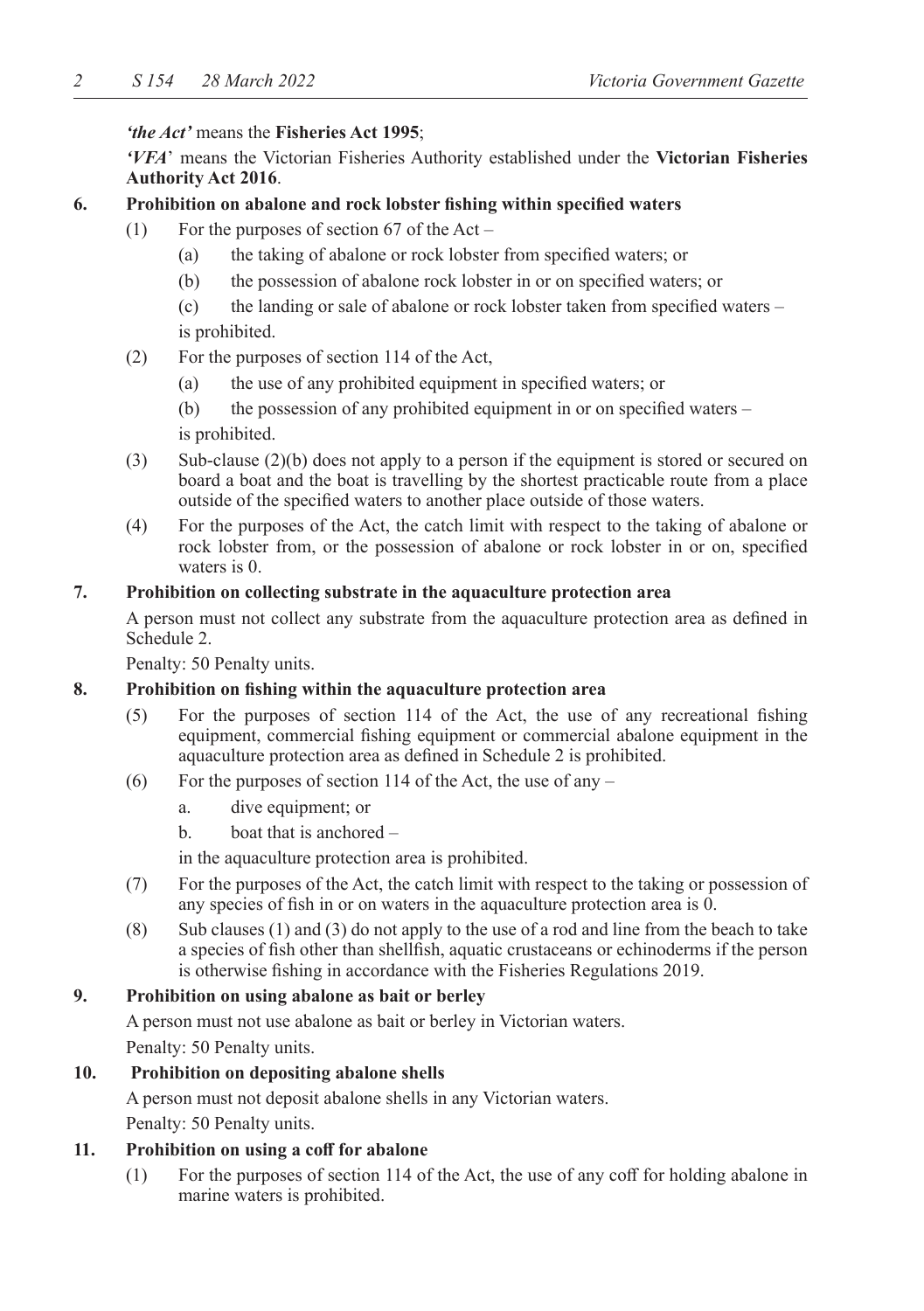***'the Act'*** means the **Fisheries Act 1995**;

***'VFA'*** means the Victorian Fisheries Authority established under the **Victorian Fisheries Authority Act 2016**.

**6. Prohibition on abalone and rock lobster fishing within specified waters**

(1) For the purposes of section 67 of the Act –

   (a) the taking of abalone or rock lobster from specified waters; or

   (b) the possession of abalone rock lobster in or on specified waters; or

   (c) the landing or sale of abalone or rock lobster taken from specified waters –

   is prohibited.

(2) For the purposes of section 114 of the Act,

   (a) the use of any prohibited equipment in specified waters; or

   (b) the possession of any prohibited equipment in or on specified waters –

   is prohibited.

(3) Sub-clause (2)(b) does not apply to a person if the equipment is stored or secured on board a boat and the boat is travelling by the shortest practicable route from a place outside of the specified waters to another place outside of those waters.

(4) For the purposes of the Act, the catch limit with respect to the taking of abalone or rock lobster from, or the possession of abalone or rock lobster in or on, specified waters is 0.

**7. Prohibition on collecting substrate in the aquaculture protection area**

A person must not collect any substrate from the aquaculture protection area as defined in Schedule 2.

Penalty: 50 Penalty units.

**8. Prohibition on fishing within the aquaculture protection area**

(5) For the purposes of section 114 of the Act, the use of any recreational fishing equipment, commercial fishing equipment or commercial abalone equipment in the aquaculture protection area as defined in Schedule 2 is prohibited.

(6) For the purposes of section 114 of the Act, the use of any –

   a. dive equipment; or

   b. boat that is anchored –

   in the aquaculture protection area is prohibited.

(7) For the purposes of the Act, the catch limit with respect to the taking or possession of any species of fish in or on waters in the aquaculture protection area is 0.

(8) Sub clauses (1) and (3) do not apply to the use of a rod and line from the beach to take a species of fish other than shellfish, aquatic crustaceans or echinoderms if the person is otherwise fishing in accordance with the Fisheries Regulations 2019.

**9. Prohibition on using abalone as bait or berley**

A person must not use abalone as bait or berley in Victorian waters.

Penalty: 50 Penalty units.

**10. Prohibition on depositing abalone shells**

A person must not deposit abalone shells in any Victorian waters.

Penalty: 50 Penalty units.

**11. Prohibition on using a coff for abalone**

(1) For the purposes of section 114 of the Act, the use of any coff for holding abalone in marine waters is prohibited.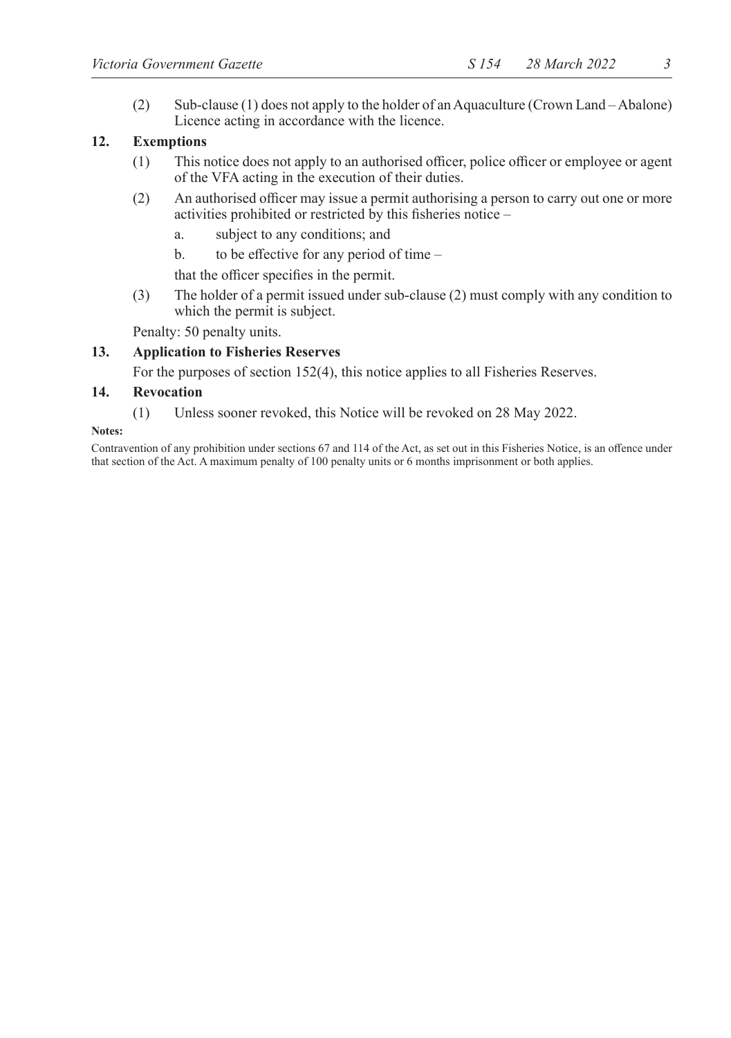(2) Sub-clause (1) does not apply to the holder of an Aquaculture (Crown Land – Abalone) Licence acting in accordance with the licence.

**12. Exemptions**

(1) This notice does not apply to an authorised officer, police officer or employee or agent of the VFA acting in the execution of their duties.

(2) An authorised officer may issue a permit authorising a person to carry out one or more activities prohibited or restricted by this fisheries notice –

a. subject to any conditions; and

b. to be effective for any period of time –

that the officer specifies in the permit.

(3) The holder of a permit issued under sub-clause (2) must comply with any condition to which the permit is subject.

Penalty: 50 penalty units.

**13. Application to Fisheries Reserves**

For the purposes of section 152(4), this notice applies to all Fisheries Reserves.

**14. Revocation**

(1) Unless sooner revoked, this Notice will be revoked on 28 May 2022.

**Notes:**

Contravention of any prohibition under sections 67 and 114 of the Act, as set out in this Fisheries Notice, is an offence under that section of the Act. A maximum penalty of 100 penalty units or 6 months imprisonment or both applies.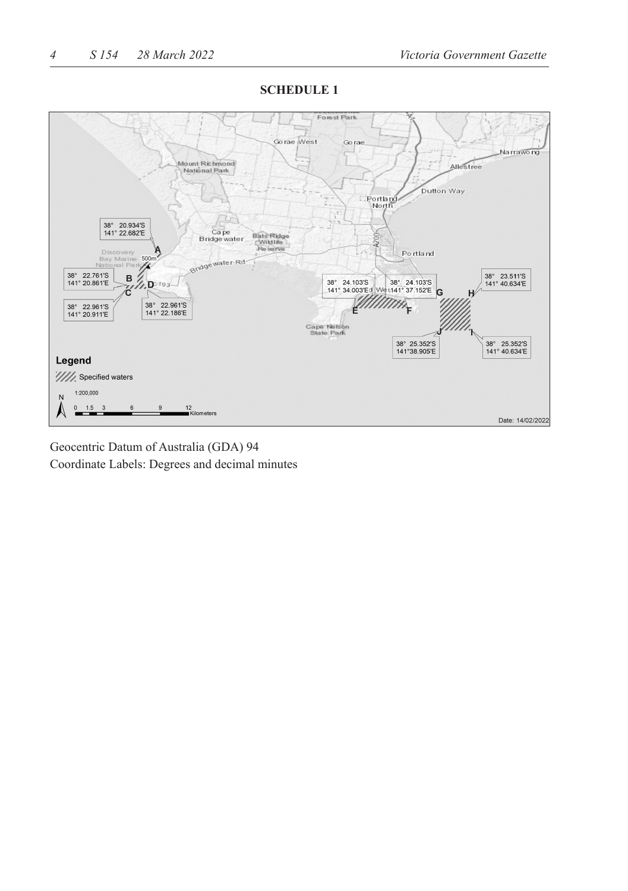## SCHEDULE 1

Geocentric Datum of Australia (GDA) 94

Coordinate Labels: Degrees and decimal minutes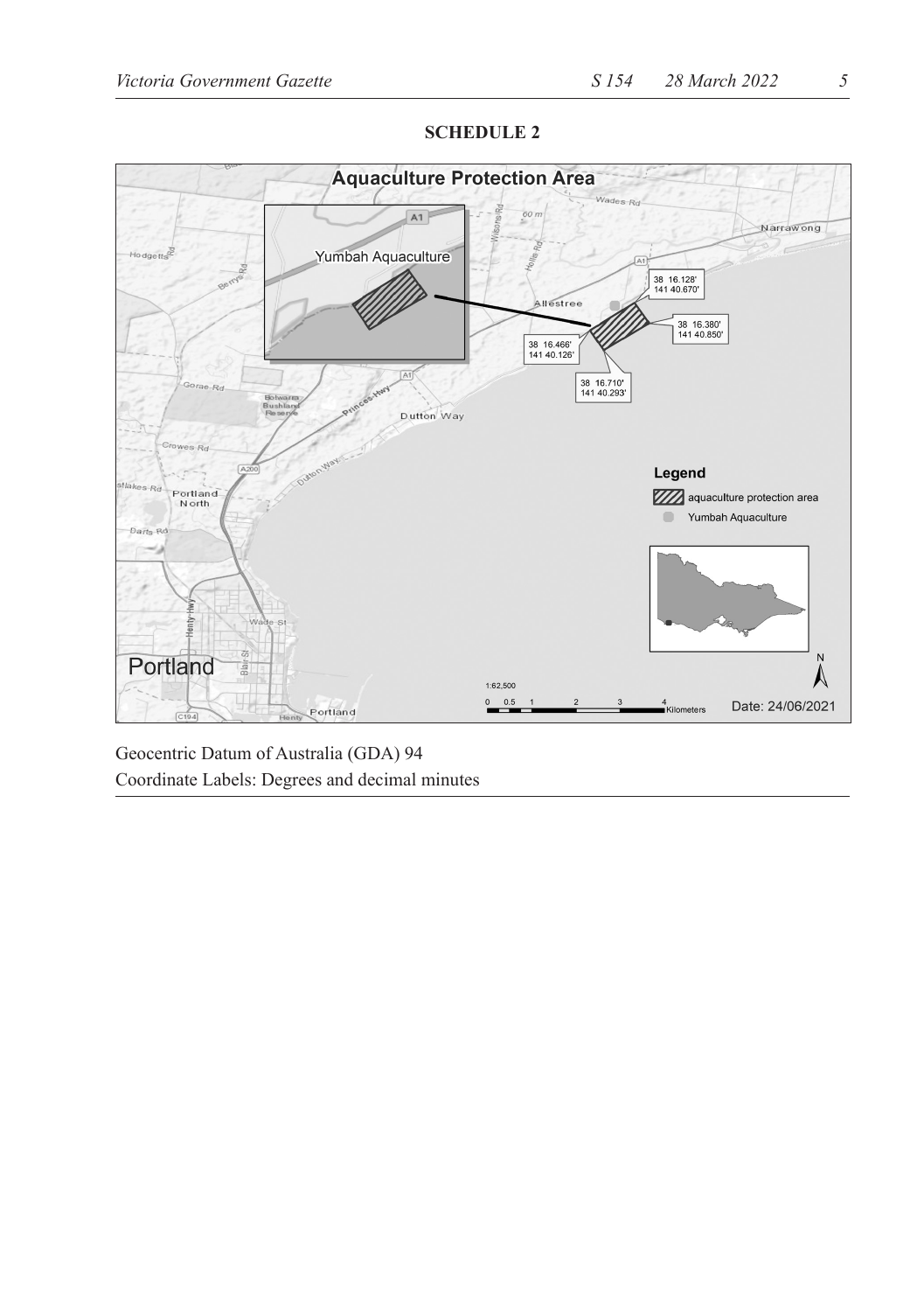**SCHEDULE 2**

Geocentric Datum of Australia (GDA) 94
Coordinate Labels: Degrees and decimal minutes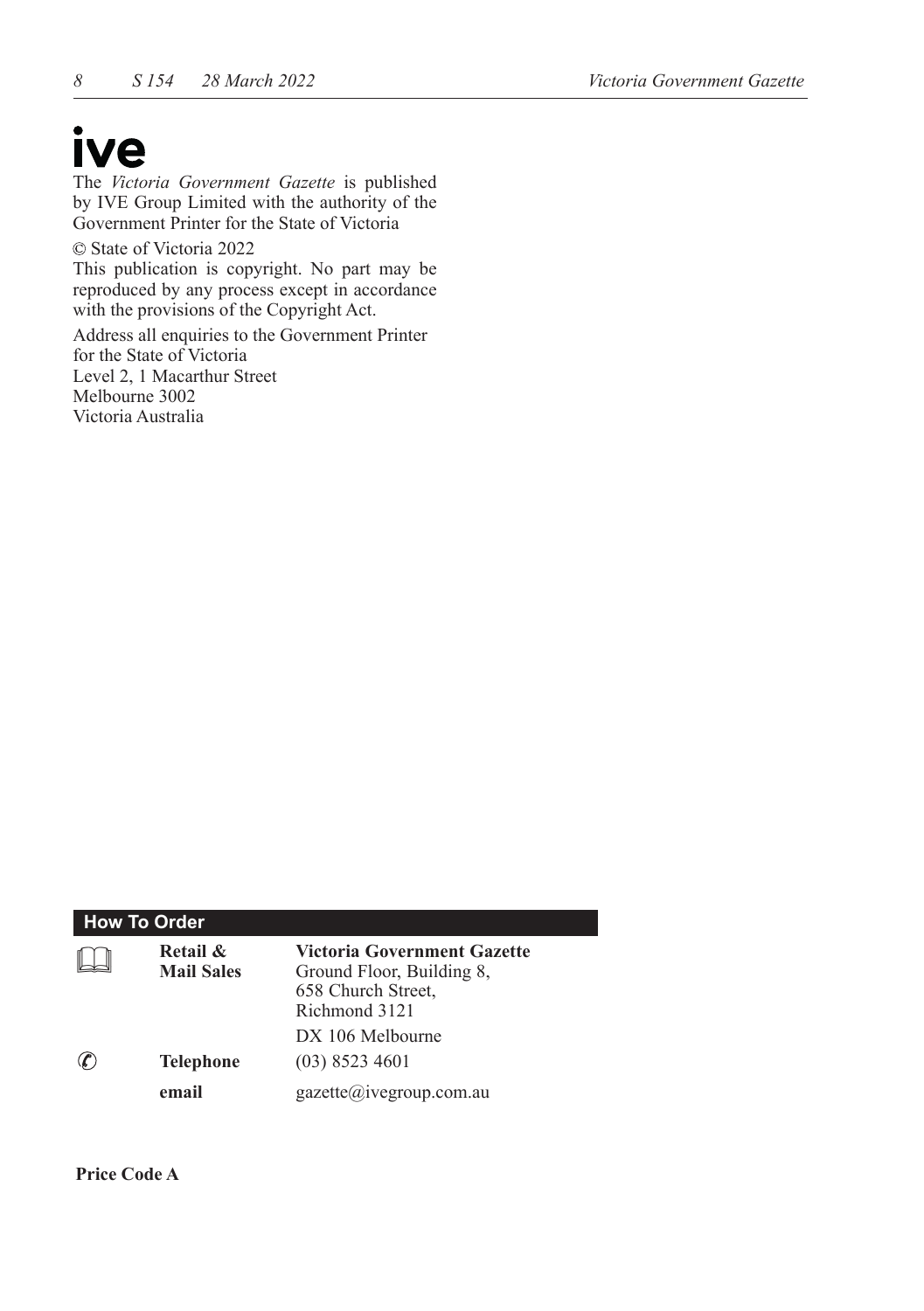**ive**

The *Victoria Government Gazette* is published by IVE Group Limited with the authority of the Government Printer for the State of Victoria

© State of Victoria 2022

This publication is copyright. No part may be reproduced by any process except in accordance with the provisions of the Copyright Act.

Address all enquiries to the Government Printer for the State of Victoria
Level 2, 1 Macarthur Street
Melbourne 3002
Victoria Australia

## How To Order

| | | |
|---|---|---|
| | **Retail & Mail Sales** | **Victoria Government Gazette**<br>Ground Floor, Building 8,<br>658 Church Street,<br>Richmond 3121<br>DX 106 Melbourne |
| | **Telephone** | (03) 8523 4601 |
| | **email** | gazette@ivegroup.com.au |

**Price Code A**